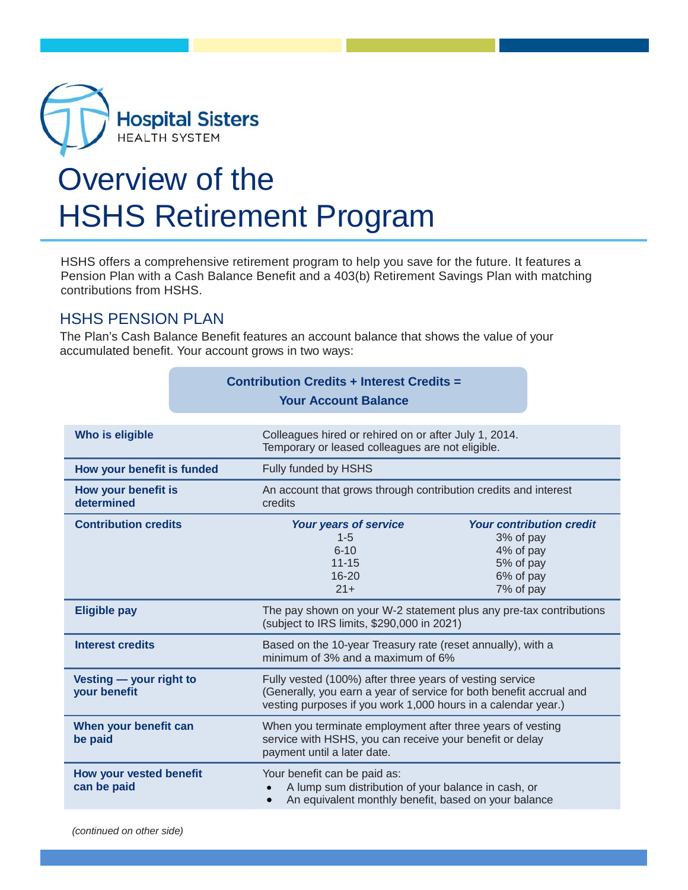Hospital Sisters
HEALTH SYSTEM

# Overview of the HSHS Retirement Program

HSHS offers a comprehensive retirement program to help you save for the future. It features a Pension Plan with a Cash Balance Benefit and a 403(b) Retirement Savings Plan with matching contributions from HSHS.

## HSHS PENSION PLAN

The Plan's Cash Balance Benefit features an account balance that shows the value of your accumulated benefit. Your account grows in two ways:

**Contribution Credits + Interest Credits = Your Account Balance**

| | | |
|---|---|---|
| **Who is eligible** | Colleagues hired or rehired on or after July 1, 2014. Temporary or leased colleagues are not eligible. | |
| **How your benefit is funded** | Fully funded by HSHS | |
| **How your benefit is determined** | An account that grows through contribution credits and interest credits | |
| **Contribution credits** | ***Your years of service*** | ***Your contribution credit*** |
| | 1-5 | 3% of pay |
| | 6-10 | 4% of pay |
| | 11-15 | 5% of pay |
| | 16-20 | 6% of pay |
| | 21+ | 7% of pay |
| **Eligible pay** | The pay shown on your W-2 statement plus any pre-tax contributions (subject to IRS limits, $290,000 in 2021) | |
| **Interest credits** | Based on the 10-year Treasury rate (reset annually), with a minimum of 3% and a maximum of 6% | |
| **Vesting — your right to your benefit** | Fully vested (100%) after three years of vesting service (Generally, you earn a year of service for both benefit accrual and vesting purposes if you work 1,000 hours in a calendar year.) | |
| **When your benefit can be paid** | When you terminate employment after three years of vesting service with HSHS, you can receive your benefit or delay payment until a later date. | |
| **How your vested benefit can be paid** | Your benefit can be paid as: <br>• A lump sum distribution of your balance in cash, or <br>• An equivalent monthly benefit, based on your balance | |

*(continued on other side)*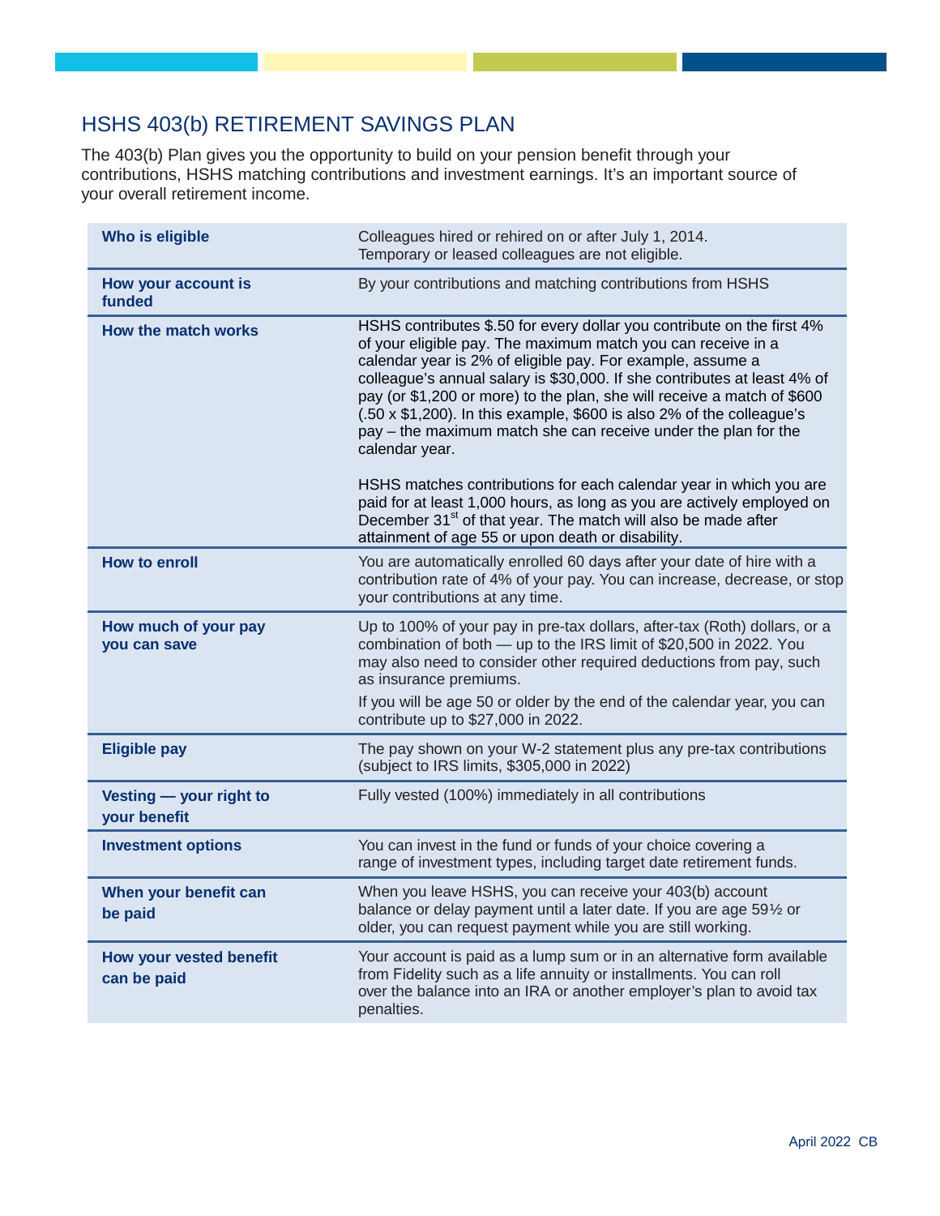## HSHS 403(b) RETIREMENT SAVINGS PLAN

The 403(b) Plan gives you the opportunity to build on your pension benefit through your contributions, HSHS matching contributions and investment earnings. It's an important source of your overall retirement income.

| | |
|---|---|
| **Who is eligible** | Colleagues hired or rehired on or after July 1, 2014. Temporary or leased colleagues are not eligible. |
| **How your account is funded** | By your contributions and matching contributions from HSHS |
| **How the match works** | HSHS contributes $.50 for every dollar you contribute on the first 4% of your eligible pay. The maximum match you can receive in a calendar year is 2% of eligible pay. For example, assume a colleague's annual salary is $30,000. If she contributes at least 4% of pay (or $1,200 or more) to the plan, she will receive a match of $600 (.50 x $1,200). In this example, $600 is also 2% of the colleague's pay – the maximum match she can receive under the plan for the calendar year.<br><br>HSHS matches contributions for each calendar year in which you are paid for at least 1,000 hours, as long as you are actively employed on December 31st of that year. The match will also be made after attainment of age 55 or upon death or disability. |
| **How to enroll** | You are automatically enrolled 60 days after your date of hire with a contribution rate of 4% of your pay. You can increase, decrease, or stop your contributions at any time. |
| **How much of your pay you can save** | Up to 100% of your pay in pre-tax dollars, after-tax (Roth) dollars, or a combination of both — up to the IRS limit of $20,500 in 2022. You may also need to consider other required deductions from pay, such as insurance premiums.<br><br>If you will be age 50 or older by the end of the calendar year, you can contribute up to $27,000 in 2022. |
| **Eligible pay** | The pay shown on your W-2 statement plus any pre-tax contributions (subject to IRS limits, $305,000 in 2022) |
| **Vesting — your right to your benefit** | Fully vested (100%) immediately in all contributions |
| **Investment options** | You can invest in the fund or funds of your choice covering a range of investment types, including target date retirement funds. |
| **When your benefit can be paid** | When you leave HSHS, you can receive your 403(b) account balance or delay payment until a later date. If you are age 59½ or older, you can request payment while you are still working. |
| **How your vested benefit can be paid** | Your account is paid as a lump sum or in an alternative form available from Fidelity such as a life annuity or installments. You can roll over the balance into an IRA or another employer's plan to avoid tax penalties. |

April 2022 CB